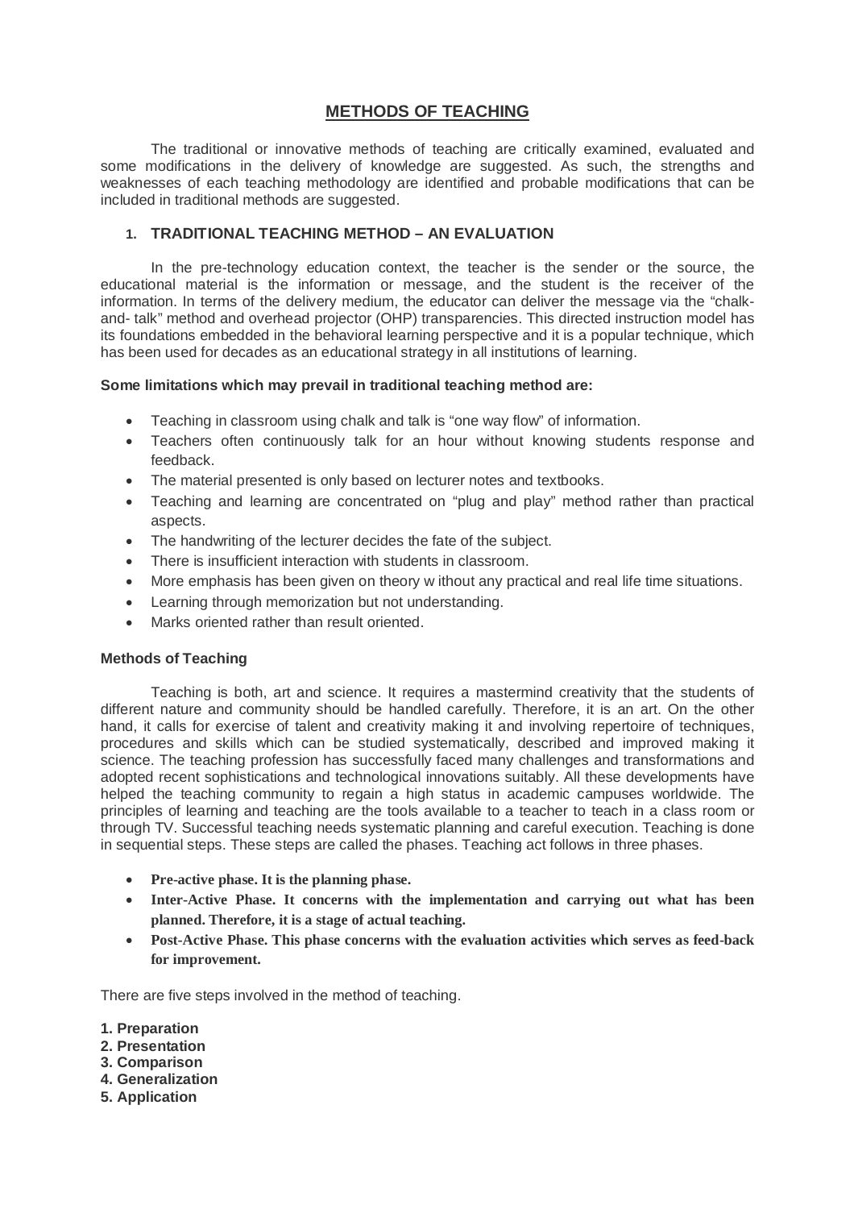# METHODS OF TEACHING

The traditional or innovative methods of teaching are critically examined, evaluated and some modifications in the delivery of knowledge are suggested. As such, the strengths and weaknesses of each teaching methodology are identified and probable modifications that can be included in traditional methods are suggested.

## 1. TRADITIONAL TEACHING METHOD – AN EVALUATION

In the pre-technology education context, the teacher is the sender or the source, the educational material is the information or message, and the student is the receiver of the information. In terms of the delivery medium, the educator can deliver the message via the "chalk-and- talk" method and overhead projector (OHP) transparencies. This directed instruction model has its foundations embedded in the behavioral learning perspective and it is a popular technique, which has been used for decades as an educational strategy in all institutions of learning.

**Some limitations which may prevail in traditional teaching method are:**

- Teaching in classroom using chalk and talk is "one way flow" of information.
- Teachers often continuously talk for an hour without knowing students response and feedback.
- The material presented is only based on lecturer notes and textbooks.
- Teaching and learning are concentrated on "plug and play" method rather than practical aspects.
- The handwriting of the lecturer decides the fate of the subject.
- There is insufficient interaction with students in classroom.
- More emphasis has been given on theory w ithout any practical and real life time situations.
- Learning through memorization but not understanding.
- Marks oriented rather than result oriented.

**Methods of Teaching**

Teaching is both, art and science. It requires a mastermind creativity that the students of different nature and community should be handled carefully. Therefore, it is an art. On the other hand, it calls for exercise of talent and creativity making it and involving repertoire of techniques, procedures and skills which can be studied systematically, described and improved making it science. The teaching profession has successfully faced many challenges and transformations and adopted recent sophistications and technological innovations suitably. All these developments have helped the teaching community to regain a high status in academic campuses worldwide. The principles of learning and teaching are the tools available to a teacher to teach in a class room or through TV. Successful teaching needs systematic planning and careful execution. Teaching is done in sequential steps. These steps are called the phases. Teaching act follows in three phases.

- **Pre-active phase. It is the planning phase.**
- **Inter-Active Phase. It concerns with the implementation and carrying out what has been planned. Therefore, it is a stage of actual teaching.**
- **Post-Active Phase. This phase concerns with the evaluation activities which serves as feed-back for improvement.**

There are five steps involved in the method of teaching.

**1. Preparation**
**2. Presentation**
**3. Comparison**
**4. Generalization**
**5. Application**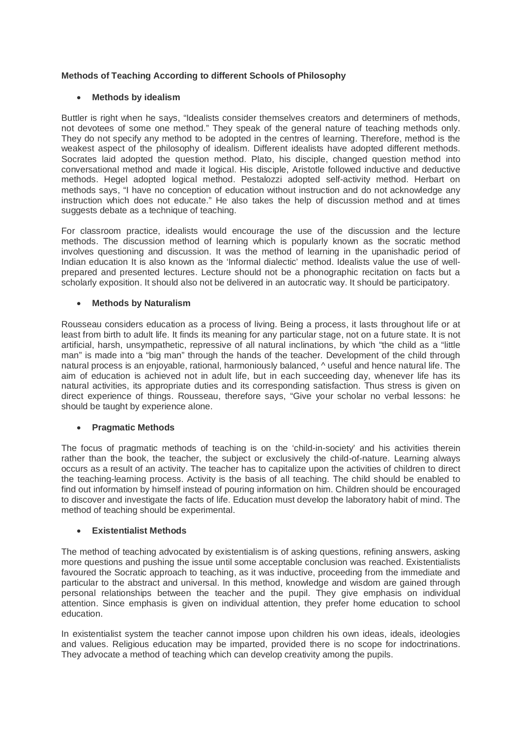**Methods of Teaching According to different Schools of Philosophy**

- **Methods by idealism**

Buttler is right when he says, "Idealists consider themselves creators and determiners of methods, not devotees of some one method." They speak of the general nature of teaching methods only. They do not specify any method to be adopted in the centres of learning. Therefore, method is the weakest aspect of the philosophy of idealism. Different idealists have adopted different methods. Socrates laid adopted the question method. Plato, his disciple, changed question method into conversational method and made it logical. His disciple, Aristotle followed inductive and deductive methods. Hegel adopted logical method. Pestalozzi adopted self-activity method. Herbart on methods says, "I have no conception of education without instruction and do not acknowledge any instruction which does not educate." He also takes the help of discussion method and at times suggests debate as a technique of teaching.

For classroom practice, idealists would encourage the use of the discussion and the lecture methods. The discussion method of learning which is popularly known as the socratic method involves questioning and discussion. It was the method of learning in the upanishadic period of Indian education It is also known as the 'Informal dialectic' method. Idealists value the use of well-prepared and presented lectures. Lecture should not be a phonographic recitation on facts but a scholarly exposition. It should also not be delivered in an autocratic way. It should be participatory.

- **Methods by Naturalism**

Rousseau considers education as a process of living. Being a process, it lasts throughout life or at least from birth to adult life. It finds its meaning for any particular stage, not on a future state. It is not artificial, harsh, unsympathetic, repressive of all natural inclinations, by which "the child as a "little man" is made into a "big man" through the hands of the teacher. Development of the child through natural process is an enjoyable, rational, harmoniously balanced, ^ useful and hence natural life. The aim of education is achieved not in adult life, but in each succeeding day, whenever life has its natural activities, its appropriate duties and its corresponding satisfaction. Thus stress is given on direct experience of things. Rousseau, therefore says, "Give your scholar no verbal lessons: he should be taught by experience alone.

- **Pragmatic Methods**

The focus of pragmatic methods of teaching is on the 'child-in-society' and his activities therein rather than the book, the teacher, the subject or exclusively the child-of-nature. Learning always occurs as a result of an activity. The teacher has to capitalize upon the activities of children to direct the teaching-learning process. Activity is the basis of all teaching. The child should be enabled to find out information by himself instead of pouring information on him. Children should be encouraged to discover and investigate the facts of life. Education must develop the laboratory habit of mind. The method of teaching should be experimental.

- **Existentialist Methods**

The method of teaching advocated by existentialism is of asking questions, refining answers, asking more questions and pushing the issue until some acceptable conclusion was reached. Existentialists favoured the Socratic approach to teaching, as it was inductive, proceeding from the immediate and particular to the abstract and universal. In this method, knowledge and wisdom are gained through personal relationships between the teacher and the pupil. They give emphasis on individual attention. Since emphasis is given on individual attention, they prefer home education to school education.

In existentialist system the teacher cannot impose upon children his own ideas, ideals, ideologies and values. Religious education may be imparted, provided there is no scope for indoctrinations. They advocate a method of teaching which can develop creativity among the pupils.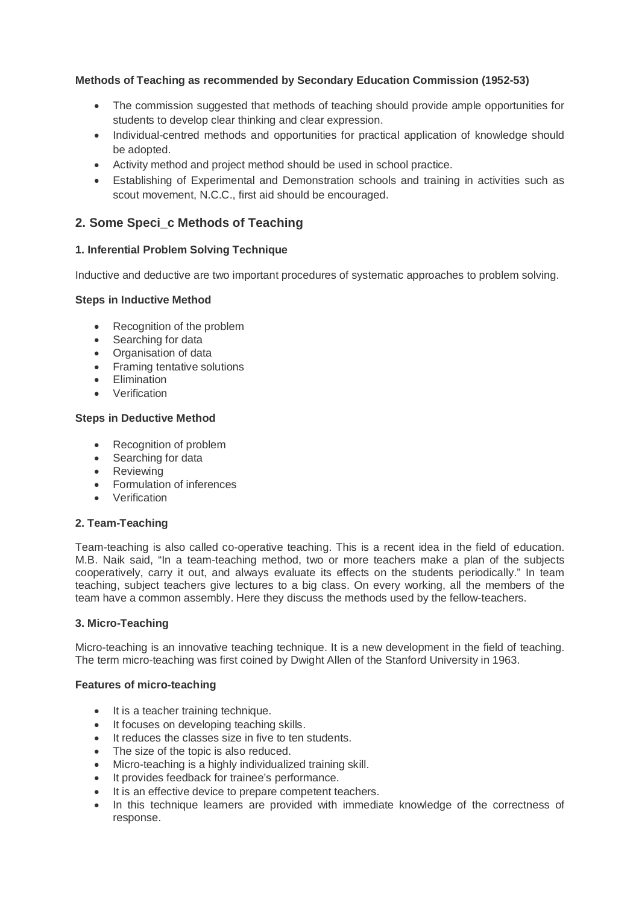**Methods of Teaching as recommended by Secondary Education Commission (1952-53)**

- The commission suggested that methods of teaching should provide ample opportunities for students to develop clear thinking and clear expression.
- Individual-centred methods and opportunities for practical application of knowledge should be adopted.
- Activity method and project method should be used in school practice.
- Establishing of Experimental and Demonstration schools and training in activities such as scout movement, N.C.C., first aid should be encouraged.

## 2. Some Speci_c Methods of Teaching

**1. Inferential Problem Solving Technique**

Inductive and deductive are two important procedures of systematic approaches to problem solving.

**Steps in Inductive Method**

- Recognition of the problem
- Searching for data
- Organisation of data
- Framing tentative solutions
- Elimination
- Verification

**Steps in Deductive Method**

- Recognition of problem
- Searching for data
- Reviewing
- Formulation of inferences
- Verification

**2. Team-Teaching**

Team-teaching is also called co-operative teaching. This is a recent idea in the field of education. M.B. Naik said, "In a team-teaching method, two or more teachers make a plan of the subjects cooperatively, carry it out, and always evaluate its effects on the students periodically." In team teaching, subject teachers give lectures to a big class. On every working, all the members of the team have a common assembly. Here they discuss the methods used by the fellow-teachers.

**3. Micro-Teaching**

Micro-teaching is an innovative teaching technique. It is a new development in the field of teaching. The term micro-teaching was first coined by Dwight Allen of the Stanford University in 1963.

**Features of micro-teaching**

- It is a teacher training technique.
- It focuses on developing teaching skills.
- It reduces the classes size in five to ten students.
- The size of the topic is also reduced.
- Micro-teaching is a highly individualized training skill.
- It provides feedback for trainee's performance.
- It is an effective device to prepare competent teachers.
- In this technique learners are provided with immediate knowledge of the correctness of response.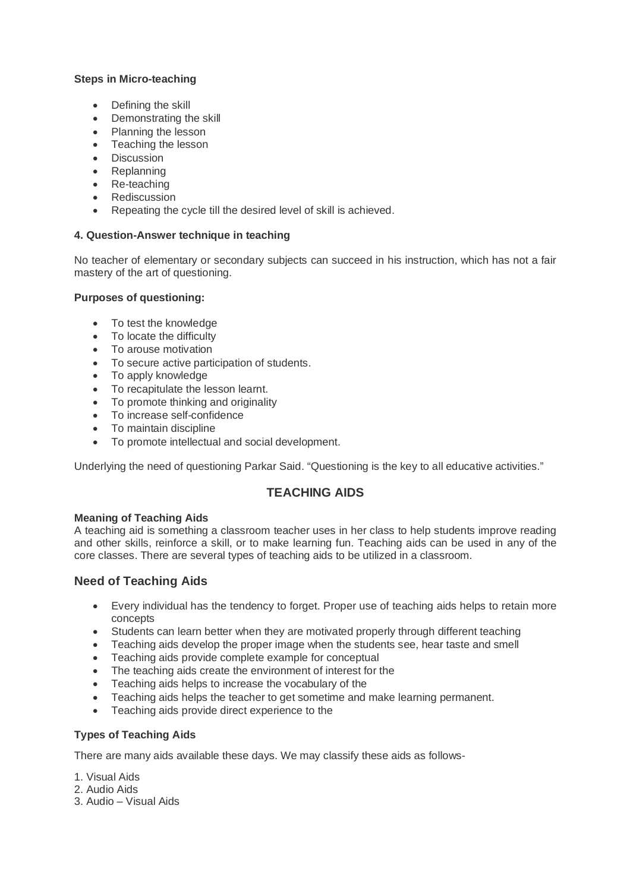**Steps in Micro-teaching**

- Defining the skill
- Demonstrating the skill
- Planning the lesson
- Teaching the lesson
- Discussion
- Replanning
- Re-teaching
- Rediscussion
- Repeating the cycle till the desired level of skill is achieved.

**4. Question-Answer technique in teaching**

No teacher of elementary or secondary subjects can succeed in his instruction, which has not a fair mastery of the art of questioning.

**Purposes of questioning:**

- To test the knowledge
- To locate the difficulty
- To arouse motivation
- To secure active participation of students.
- To apply knowledge
- To recapitulate the lesson learnt.
- To promote thinking and originality
- To increase self-confidence
- To maintain discipline
- To promote intellectual and social development.

Underlying the need of questioning Parkar Said. "Questioning is the key to all educative activities."

## TEACHING AIDS

**Meaning of Teaching Aids**
A teaching aid is something a classroom teacher uses in her class to help students improve reading and other skills, reinforce a skill, or to make learning fun. Teaching aids can be used in any of the core classes. There are several types of teaching aids to be utilized in a classroom.

## Need of Teaching Aids

- Every individual has the tendency to forget. Proper use of teaching aids helps to retain more concepts
- Students can learn better when they are motivated properly through different teaching
- Teaching aids develop the proper image when the students see, hear taste and smell
- Teaching aids provide complete example for conceptual
- The teaching aids create the environment of interest for the
- Teaching aids helps to increase the vocabulary of the
- Teaching aids helps the teacher to get sometime and make learning permanent.
- Teaching aids provide direct experience to the

**Types of Teaching Aids**

There are many aids available these days. We may classify these aids as follows-

1. Visual Aids
2. Audio Aids
3. Audio – Visual Aids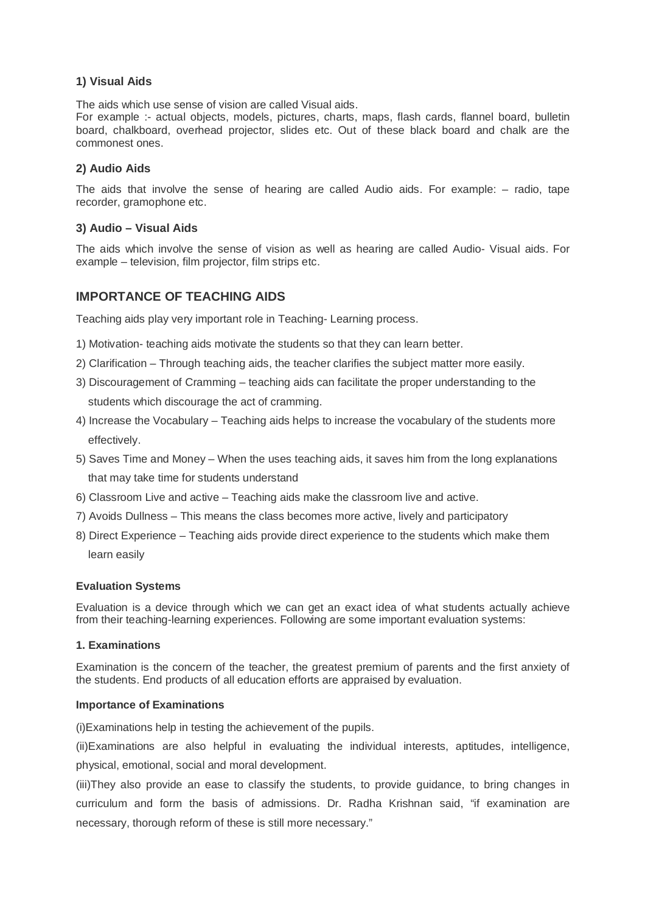### 1) Visual Aids

The aids which use sense of vision are called Visual aids.
For example :- actual objects, models, pictures, charts, maps, flash cards, flannel board, bulletin board, chalkboard, overhead projector, slides etc. Out of these black board and chalk are the commonest ones.

### 2) Audio Aids

The aids that involve the sense of hearing are called Audio aids. For example: – radio, tape recorder, gramophone etc.

### 3) Audio – Visual Aids

The aids which involve the sense of vision as well as hearing are called Audio- Visual aids. For example – television, film projector, film strips etc.

## IMPORTANCE OF TEACHING AIDS

Teaching aids play very important role in Teaching- Learning process.

1) Motivation- teaching aids motivate the students so that they can learn better.
2) Clarification – Through teaching aids, the teacher clarifies the subject matter more easily.
3) Discouragement of Cramming – teaching aids can facilitate the proper understanding to the students which discourage the act of cramming.
4) Increase the Vocabulary – Teaching aids helps to increase the vocabulary of the students more effectively.
5) Saves Time and Money – When the uses teaching aids, it saves him from the long explanations that may take time for students understand
6) Classroom Live and active – Teaching aids make the classroom live and active.
7) Avoids Dullness – This means the class becomes more active, lively and participatory
8) Direct Experience – Teaching aids provide direct experience to the students which make them learn easily

#### Evaluation Systems

Evaluation is a device through which we can get an exact idea of what students actually achieve from their teaching-learning experiences. Following are some important evaluation systems:

#### 1. Examinations

Examination is the concern of the teacher, the greatest premium of parents and the first anxiety of the students. End products of all education efforts are appraised by evaluation.

#### Importance of Examinations

(i)Examinations help in testing the achievement of the pupils.

(ii)Examinations are also helpful in evaluating the individual interests, aptitudes, intelligence, physical, emotional, social and moral development.

(iii)They also provide an ease to classify the students, to provide guidance, to bring changes in curriculum and form the basis of admissions. Dr. Radha Krishnan said, "if examination are necessary, thorough reform of these is still more necessary."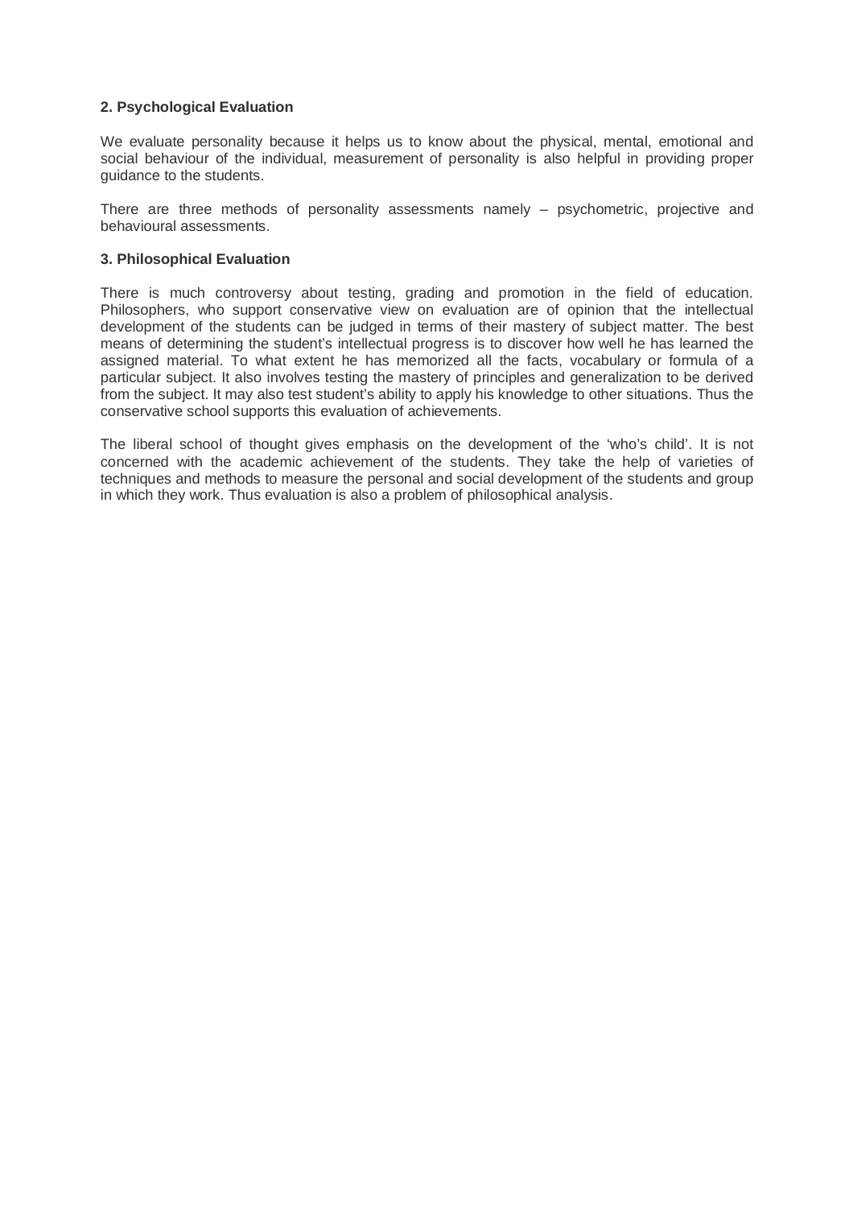**2. Psychological Evaluation**

We evaluate personality because it helps us to know about the physical, mental, emotional and social behaviour of the individual, measurement of personality is also helpful in providing proper guidance to the students.

There are three methods of personality assessments namely – psychometric, projective and behavioural assessments.

**3. Philosophical Evaluation**

There is much controversy about testing, grading and promotion in the field of education. Philosophers, who support conservative view on evaluation are of opinion that the intellectual development of the students can be judged in terms of their mastery of subject matter. The best means of determining the student's intellectual progress is to discover how well he has learned the assigned material. To what extent he has memorized all the facts, vocabulary or formula of a particular subject. It also involves testing the mastery of principles and generalization to be derived from the subject. It may also test student's ability to apply his knowledge to other situations. Thus the conservative school supports this evaluation of achievements.

The liberal school of thought gives emphasis on the development of the 'who's child'. It is not concerned with the academic achievement of the students. They take the help of varieties of techniques and methods to measure the personal and social development of the students and group in which they work. Thus evaluation is also a problem of philosophical analysis.